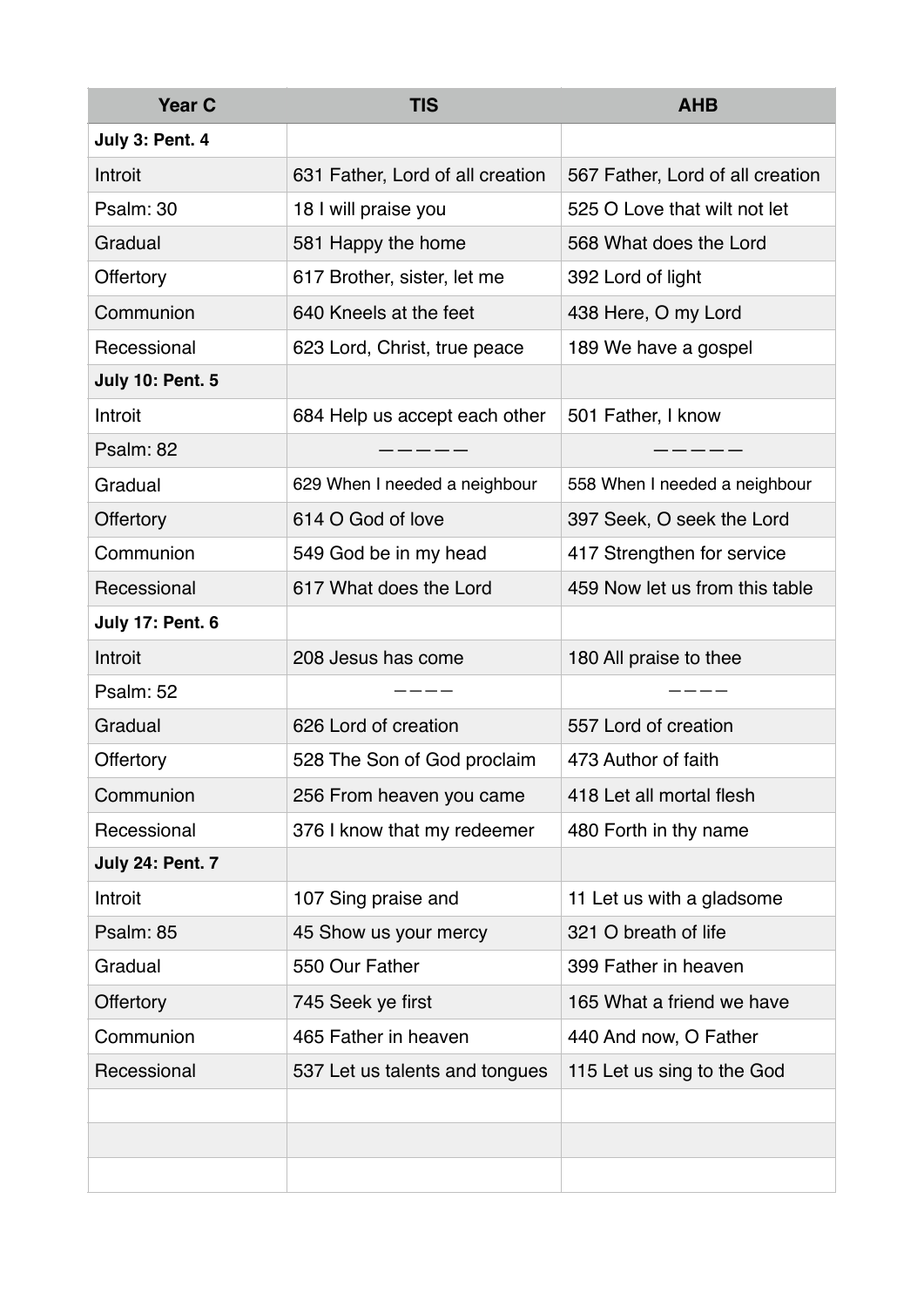| Year C | TIS | AHB |
|---|---|---|
| **July 3: Pent. 4** | | |
| Introit | 631 Father, Lord of all creation | 567 Father, Lord of all creation |
| Psalm: 30 | 18 I will praise you | 525 O Love that wilt not let |
| Gradual | 581 Happy the home | 568 What does the Lord |
| Offertory | 617 Brother, sister, let me | 392 Lord of light |
| Communion | 640 Kneels at the feet | 438 Here, O my Lord |
| Recessional | 623 Lord, Christ, true peace | 189 We have a gospel |
| **July 10: Pent. 5** | | |
| Introit | 684 Help us accept each other | 501 Father, I know |
| Psalm: 82 | ————— | ————— |
| Gradual | 629 When I needed a neighbour | 558 When I needed a neighbour |
| Offertory | 614 O God of love | 397 Seek, O seek the Lord |
| Communion | 549 God be in my head | 417 Strengthen for service |
| Recessional | 617 What does the Lord | 459 Now let us from this table |
| **July 17: Pent. 6** | | |
| Introit | 208 Jesus has come | 180 All praise to thee |
| Psalm: 52 | ———— | ———— |
| Gradual | 626 Lord of creation | 557 Lord of creation |
| Offertory | 528 The Son of God proclaim | 473 Author of faith |
| Communion | 256 From heaven you came | 418 Let all mortal flesh |
| Recessional | 376 I know that my redeemer | 480 Forth in thy name |
| **July 24: Pent. 7** | | |
| Introit | 107 Sing praise and | 11 Let us with a gladsome |
| Psalm: 85 | 45 Show us your mercy | 321 O breath of life |
| Gradual | 550 Our Father | 399 Father in heaven |
| Offertory | 745 Seek ye first | 165 What a friend we have |
| Communion | 465 Father in heaven | 440 And now, O Father |
| Recessional | 537 Let us talents and tongues | 115 Let us sing to the God |
| | | |
| | | |
| | | |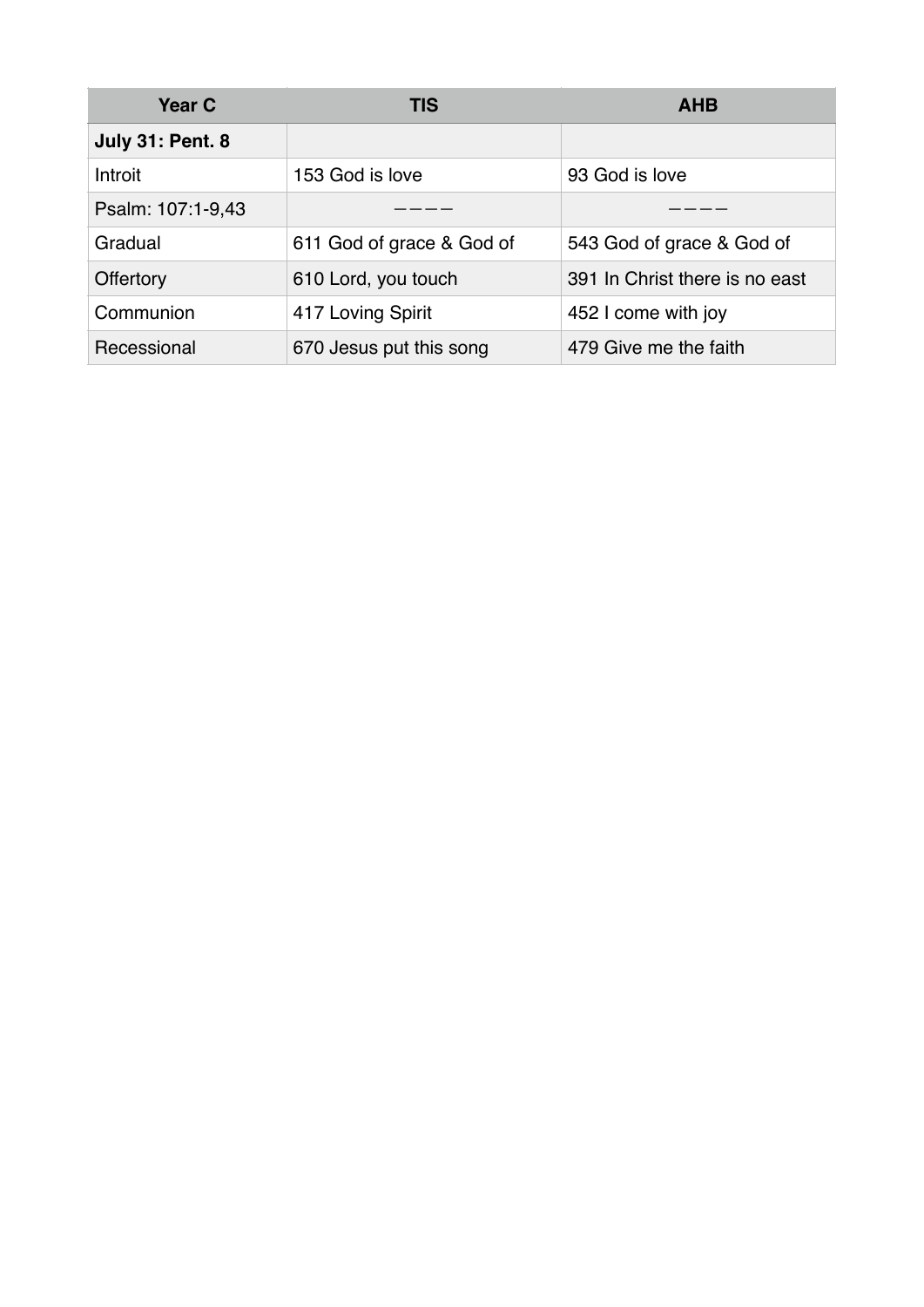| Year C | TIS | AHB |
| --- | --- | --- |
| **July 31: Pent. 8** | | |
| Introit | 153 God is love | 93 God is love |
| Psalm: 107:1-9,43 | ———— | ———— |
| Gradual | 611 God of grace & God of | 543 God of grace & God of |
| Offertory | 610 Lord, you touch | 391 In Christ there is no east |
| Communion | 417 Loving Spirit | 452 I come with joy |
| Recessional | 670 Jesus put this song | 479 Give me the faith |